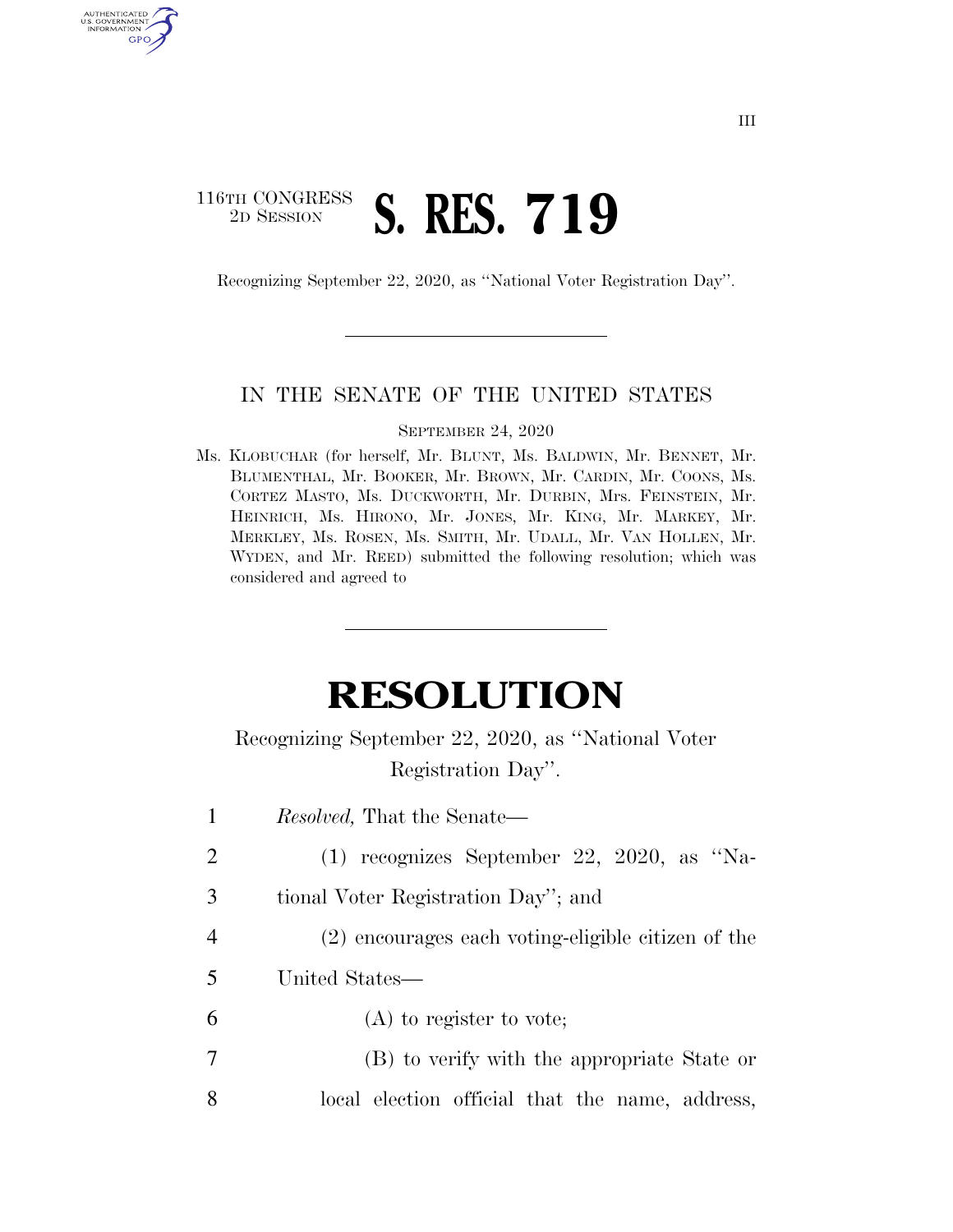116TH CONGRESS
2D SESSION

# S. RES. 719

Recognizing September 22, 2020, as ''National Voter Registration Day''.

IN THE SENATE OF THE UNITED STATES

SEPTEMBER 24, 2020

Ms. KLOBUCHAR (for herself, Mr. BLUNT, Ms. BALDWIN, Mr. BENNET, Mr. BLUMENTHAL, Mr. BOOKER, Mr. BROWN, Mr. CARDIN, Mr. COONS, Ms. CORTEZ MASTO, Ms. DUCKWORTH, Mr. DURBIN, Mrs. FEINSTEIN, Mr. HEINRICH, Ms. HIRONO, Mr. JONES, Mr. KING, Mr. MARKEY, Mr. MERKLEY, Ms. ROSEN, Ms. SMITH, Mr. UDALL, Mr. VAN HOLLEN, Mr. WYDEN, and Mr. REED) submitted the following resolution; which was considered and agreed to

# RESOLUTION

Recognizing September 22, 2020, as ''National Voter Registration Day''.

1 *Resolved,* That the Senate—

2 (1) recognizes September 22, 2020, as ''Na-

3 tional Voter Registration Day''; and

4 (2) encourages each voting-eligible citizen of the

5 United States—

6 (A) to register to vote;

7 (B) to verify with the appropriate State or

8 local election official that the name, address,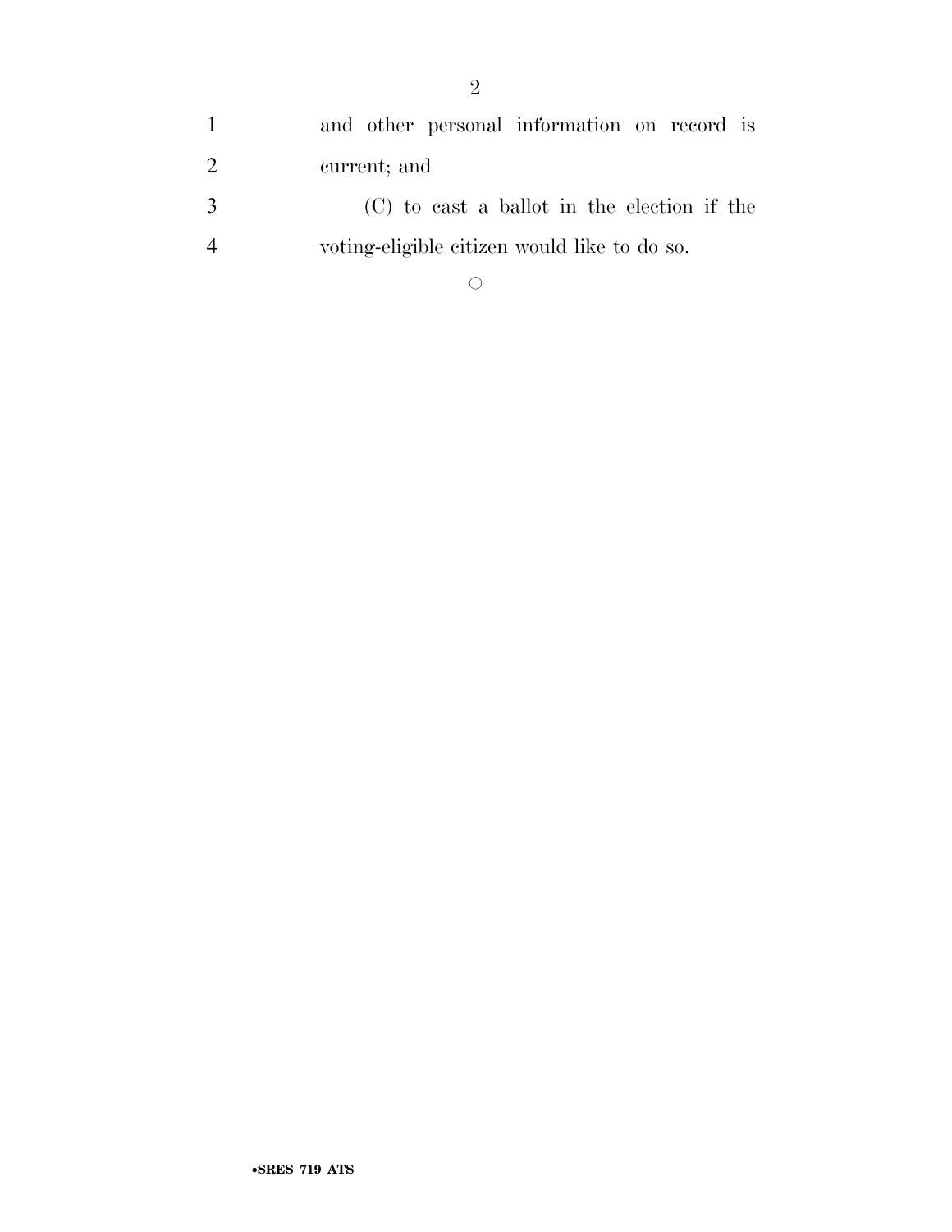and other personal information on record is current; and

(C) to cast a ballot in the election if the voting-eligible citizen would like to do so.

○